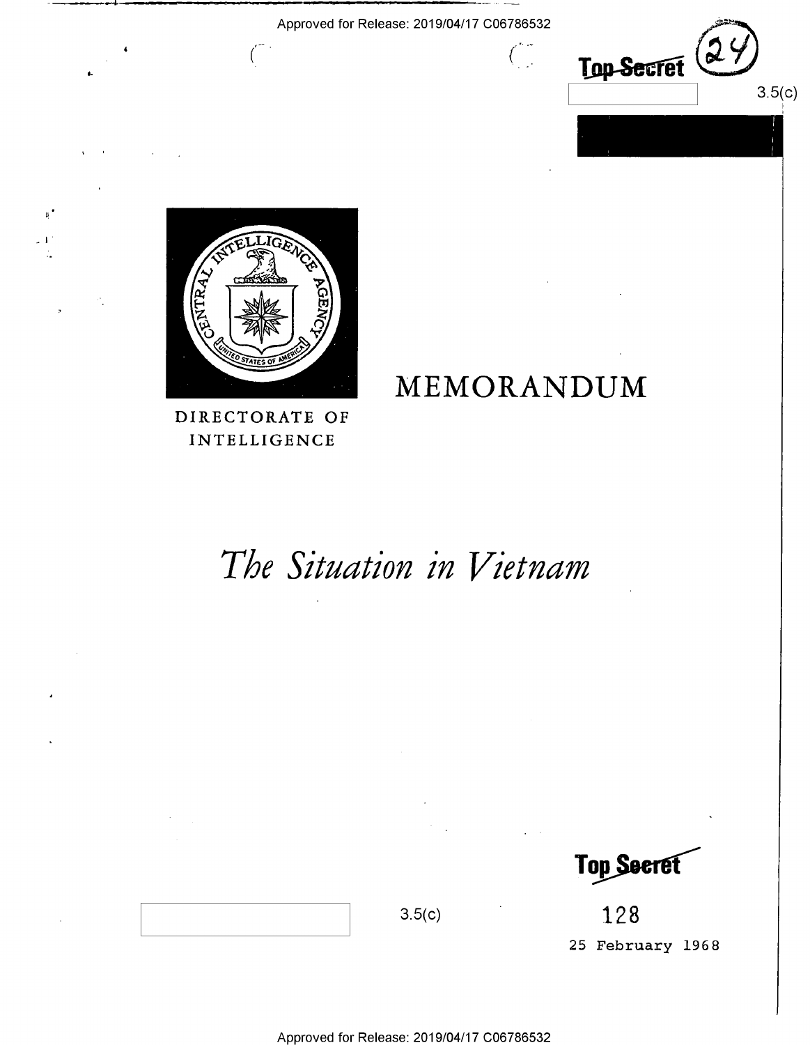Approved for Release: 2019/04/17 C06786532

Top Secret

3.5(c)

DIRECTORATE OF INTELLIGENCE

# MEMORANDUM

# *The Situation in Vietnam*

Top Secret

3.5(c)

128

25 February 1968

Approved for Release: 2019/04/17 C06786532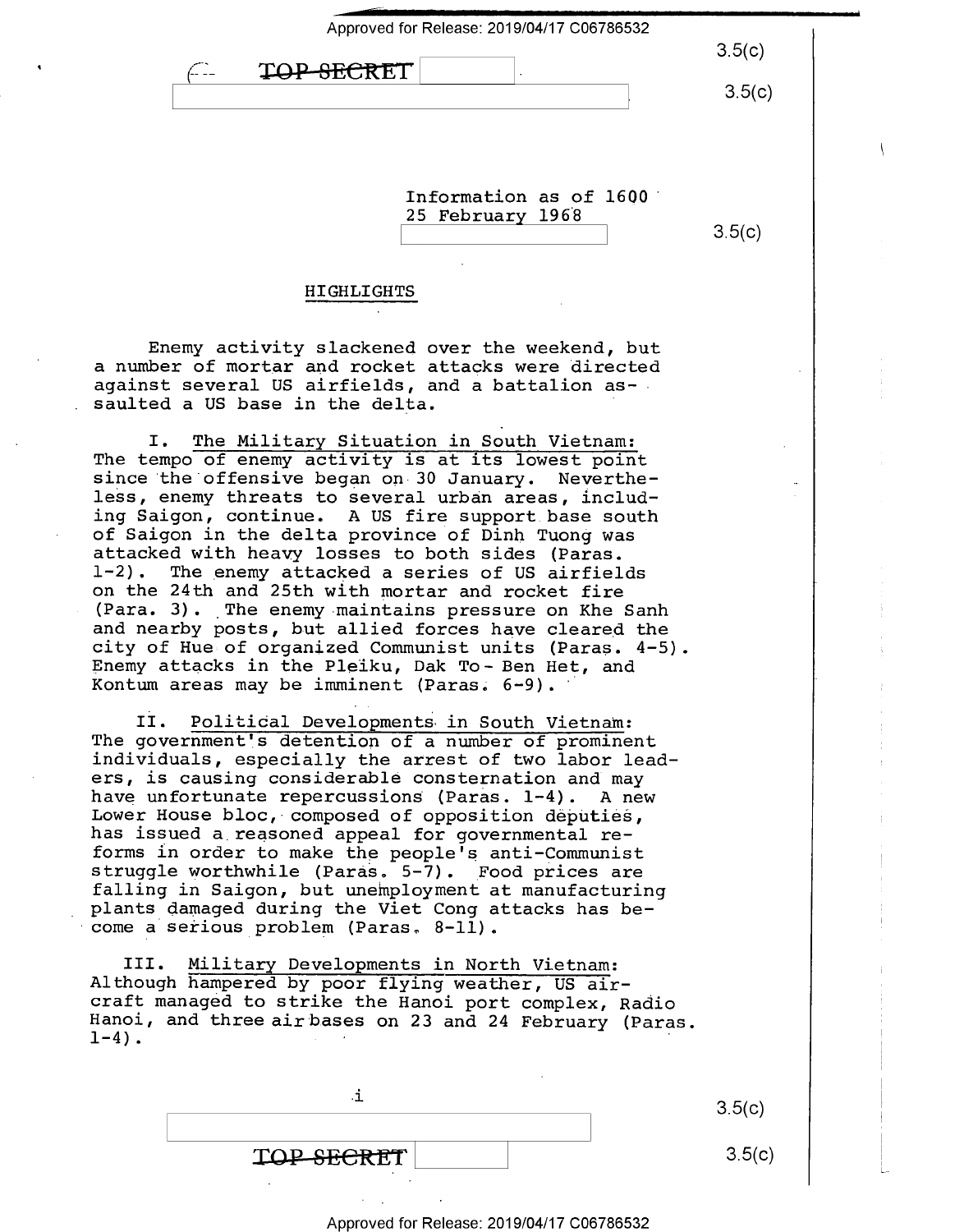TOP SECRET

Information as of 1600
25 February 1968

## HIGHLIGHTS

Enemy activity slackened over the weekend, but a number of mortar and rocket attacks were directed against several US airfields, and a battalion assaulted a US base in the delta.

I. The Military Situation in South Vietnam: The tempo of enemy activity is at its lowest point since the offensive began on 30 January. Nevertheless, enemy threats to several urban areas, including Saigon, continue. A US fire support base south of Saigon in the delta province of Dinh Tuong was attacked with heavy losses to both sides (Paras. 1-2). The enemy attacked a series of US airfields on the 24th and 25th with mortar and rocket fire (Para. 3). The enemy maintains pressure on Khe Sanh and nearby posts, but allied forces have cleared the city of Hue of organized Communist units (Paras. 4-5). Enemy attacks in the Pleiku, Dak To - Ben Het, and Kontum areas may be imminent (Paras. 6-9).

II. Political Developments in South Vietnam: The government's detention of a number of prominent individuals, especially the arrest of two labor leaders, is causing considerable consternation and may have unfortunate repercussions (Paras. 1-4). A new Lower House bloc, composed of opposition deputies, has issued a reasoned appeal for governmental reforms in order to make the people's anti-Communist struggle worthwhile (Paras. 5-7). Food prices are falling in Saigon, but unemployment at manufacturing plants damaged during the Viet Cong attacks has become a serious problem (Paras. 8-11).

III. Military Developments in North Vietnam: Although hampered by poor flying weather, US aircraft managed to strike the Hanoi port complex, Radio Hanoi, and three air bases on 23 and 24 February (Paras. 1-4).

TOP SECRET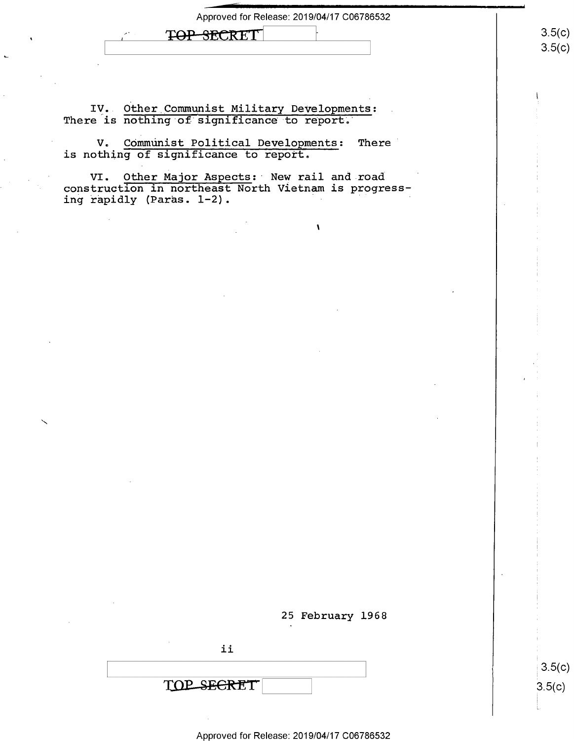TOP SECRET

IV. Other Communist Military Developments: There is nothing of significance to report.

V. Communist Political Developments: There is nothing of significance to report.

VI. Other Major Aspects: New rail and road construction in northeast North Vietnam is progressing rapidly (Paras. 1-2).

25 February 1968

TOP SECRET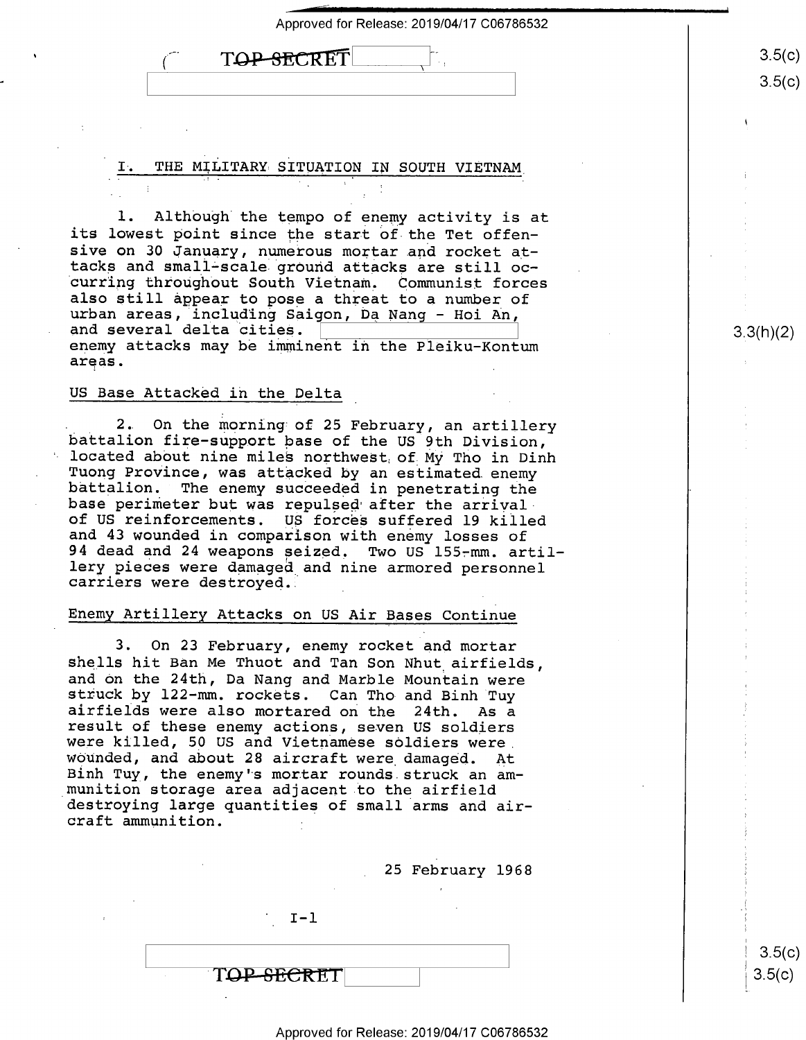TOP SECRET

## I. THE MILITARY SITUATION IN SOUTH VIETNAM

1. Although the tempo of enemy activity is at its lowest point since the start of the Tet offensive on 30 January, numerous mortar and rocket attacks and small-scale ground attacks are still occurring throughout South Vietnam. Communist forces also still appear to pose a threat to a number of urban areas, including Saigon, Da Nang - Hoi An, and several delta cities. [redacted] enemy attacks may be imminent in the Pleiku-Kontum areas.

### US Base Attacked in the Delta

2. On the morning of 25 February, an artillery battalion fire-support base of the US 9th Division, located about nine miles northwest of My Tho in Dinh Tuong Province, was attacked by an estimated enemy battalion. The enemy succeeded in penetrating the base perimeter but was repulsed after the arrival of US reinforcements. US forces suffered 19 killed and 43 wounded in comparison with enemy losses of 94 dead and 24 weapons seized. Two US 155-mm. artillery pieces were damaged and nine armored personnel carriers were destroyed.

### Enemy Artillery Attacks on US Air Bases Continue

3. On 23 February, enemy rocket and mortar shells hit Ban Me Thuot and Tan Son Nhut airfields, and on the 24th, Da Nang and Marble Mountain were struck by 122-mm. rockets. Can Tho and Binh Tuy airfields were also mortared on the 24th. As a result of these enemy actions, seven US soldiers were killed, 50 US and Vietnamese soldiers were wounded, and about 28 aircraft were damaged. At Binh Tuy, the enemy's mortar rounds struck an ammunition storage area adjacent to the airfield destroying large quantities of small arms and aircraft ammunition.

25 February 1968

TOP SECRET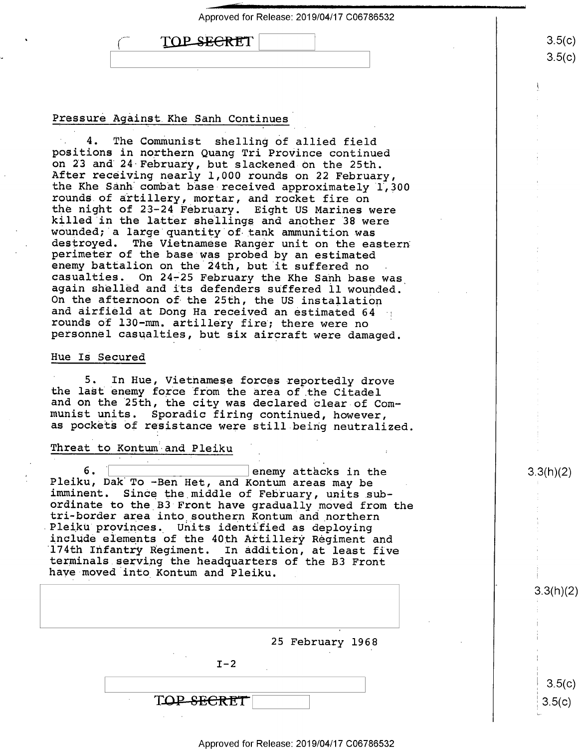## Pressure Against Khe Sanh Continues

4. The Communist shelling of allied field positions in northern Quang Tri Province continued on 23 and 24 February, but slackened on the 25th. After receiving nearly 1,000 rounds on 22 February, the Khe Sanh combat base received approximately 1,300 rounds of artillery, mortar, and rocket fire on the night of 23-24 February. Eight US Marines were killed in the latter shellings and another 38 were wounded; a large quantity of tank ammunition was destroyed. The Vietnamese Ranger unit on the eastern perimeter of the base was probed by an estimated enemy battalion on the 24th, but it suffered no casualties. On 24-25 February the Khe Sanh base was again shelled and its defenders suffered 11 wounded. On the afternoon of the 25th, the US installation and airfield at Dong Ha received an estimated 64 rounds of 130-mm. artillery fire; there were no personnel casualties, but six aircraft were damaged.

## Hue Is Secured

5. In Hue, Vietnamese forces reportedly drove the last enemy force from the area of the Citadel and on the 25th, the city was declared clear of Communist units. Sporadic firing continued, however, as pockets of resistance were still being neutralized.

## Threat to Kontum and Pleiku

6. [redacted] enemy attacks in the Pleiku, Dak To -Ben Het, and Kontum areas may be imminent. Since the middle of February, units subordinate to the B3 Front have gradually moved from the tri-border area into southern Kontum and northern Pleiku provinces. Units identified as deploying include elements of the 40th Artillery Regiment and 174th Infantry Regiment. In addition, at least five terminals serving the headquarters of the B3 Front have moved into Kontum and Pleiku.

25 February 1968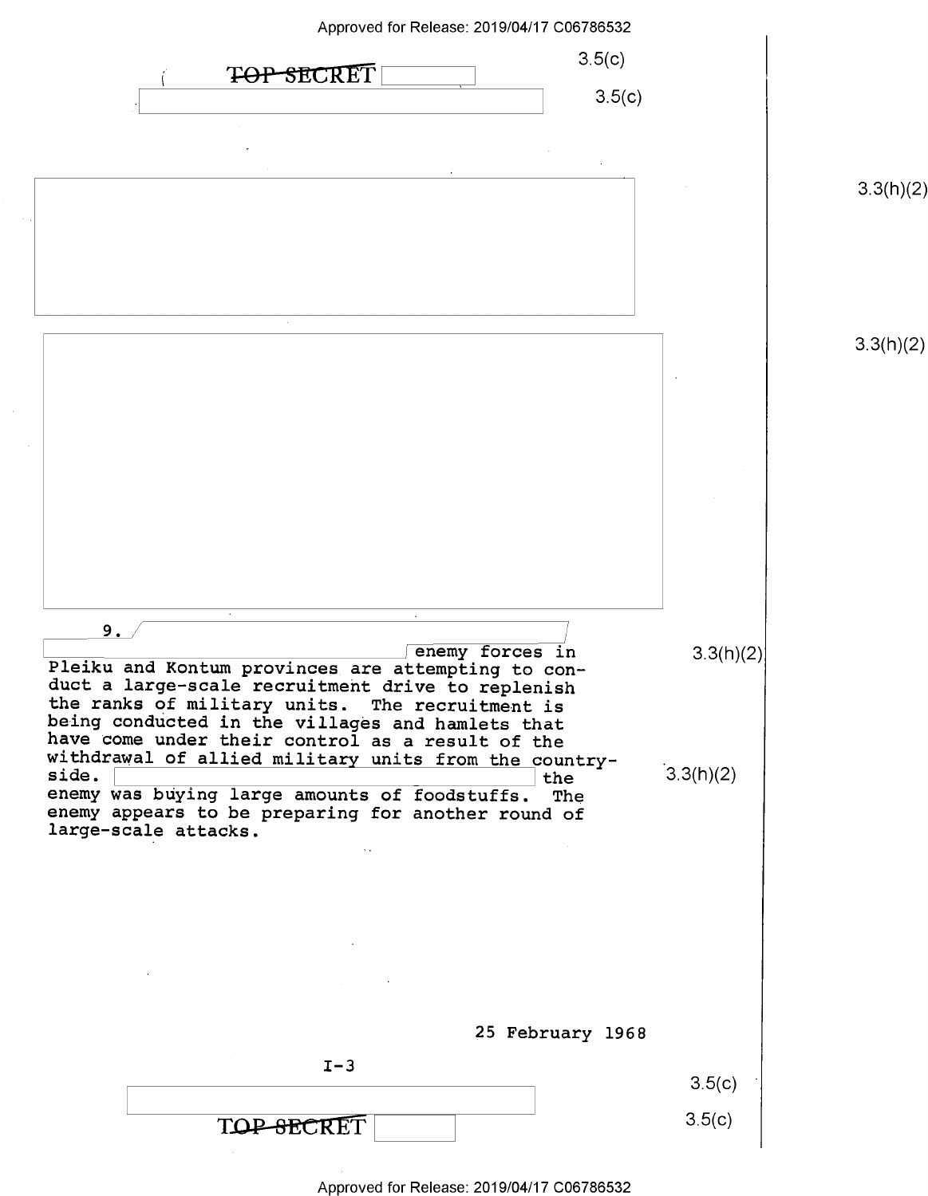TOP SECRET

9. enemy forces in Pleiku and Kontum provinces are attempting to conduct a large-scale recruitment drive to replenish the ranks of military units. The recruitment is being conducted in the villages and hamlets that have come under their control as a result of the withdrawal of allied military units from the countryside. the enemy was buying large amounts of foodstuffs. The enemy appears to be preparing for another round of large-scale attacks.

25 February 1968

I-3

TOP SECRET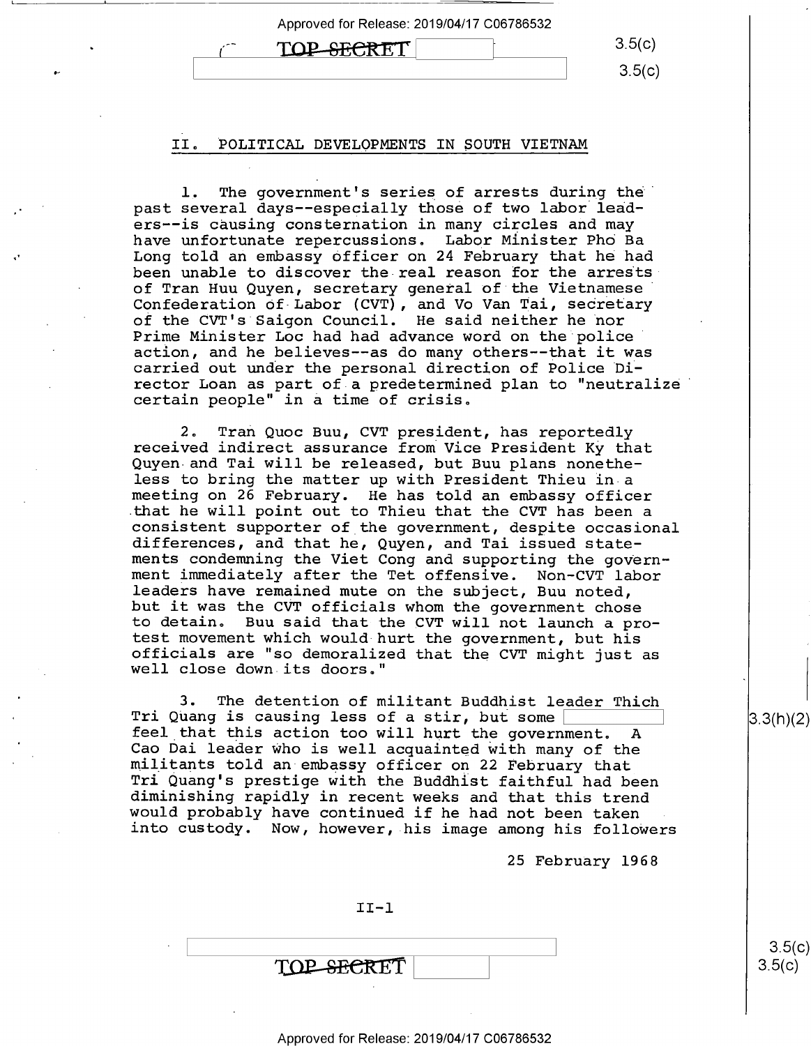## II. POLITICAL DEVELOPMENTS IN SOUTH VIETNAM

1. The government's series of arrests during the past several days--especially those of two labor leaders--is causing consternation in many circles and may have unfortunate repercussions. Labor Minister Pho Ba Long told an embassy officer on 24 February that he had been unable to discover the real reason for the arrests of Tran Huu Quyen, secretary general of the Vietnamese Confederation of Labor (CVT), and Vo Van Tai, secretary of the CVT's Saigon Council. He said neither he nor Prime Minister Loc had had advance word on the police action, and he believes--as do many others--that it was carried out under the personal direction of Police Director Loan as part of a predetermined plan to "neutralize certain people" in a time of crisis.

2. Tran Quoc Buu, CVT president, has reportedly received indirect assurance from Vice President Ky that Quyen and Tai will be released, but Buu plans nonetheless to bring the matter up with President Thieu in a meeting on 26 February. He has told an embassy officer that he will point out to Thieu that the CVT has been a consistent supporter of the government, despite occasional differences, and that he, Quyen, and Tai issued statements condemning the Viet Cong and supporting the government immediately after the Tet offensive. Non-CVT labor leaders have remained mute on the subject, Buu noted, but it was the CVT officials whom the government chose to detain. Buu said that the CVT will not launch a protest movement which would hurt the government, but his officials are "so demoralized that the CVT might just as well close down its doors."

3. The detention of militant Buddhist leader Thich Tri Quang is causing less of a stir, but some [redacted] feel that this action too will hurt the government. A Cao Dai leader who is well acquainted with many of the militants told an embassy officer on 22 February that Tri Quang's prestige with the Buddhist faithful had been diminishing rapidly in recent weeks and that this trend would probably have continued if he had not been taken into custody. Now, however, his image among his followers

25 February 1968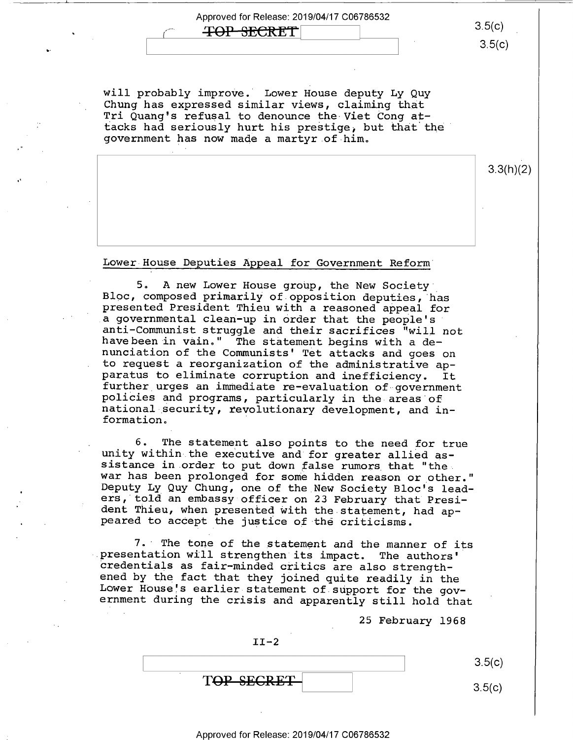will probably improve. Lower House deputy Ly Quy Chung has expressed similar views, claiming that Tri Quang's refusal to denounce the Viet Cong attacks had seriously hurt his prestige, but that the government has now made a martyr of him.

## Lower House Deputies Appeal for Government Reform

5. A new Lower House group, the New Society Bloc, composed primarily of opposition deputies, has presented President Thieu with a reasoned appeal for a governmental clean-up in order that the people's anti-Communist struggle and their sacrifices "will not have been in vain." The statement begins with a denunciation of the Communists' Tet attacks and goes on to request a reorganization of the administrative apparatus to eliminate corruption and inefficiency. It further urges an immediate re-evaluation of government policies and programs, particularly in the areas of national security, revolutionary development, and information.

6. The statement also points to the need for true unity within the executive and for greater allied assistance in order to put down false rumors that "the war has been prolonged for some hidden reason or other." Deputy Ly Quy Chung, one of the New Society Bloc's leaders, told an embassy officer on 23 February that President Thieu, when presented with the statement, had appeared to accept the justice of the criticisms.

7. The tone of the statement and the manner of its presentation will strengthen its impact. The authors' credentials as fair-minded critics are also strengthened by the fact that they joined quite readily in the Lower House's earlier statement of support for the government during the crisis and apparently still hold that

25 February 1968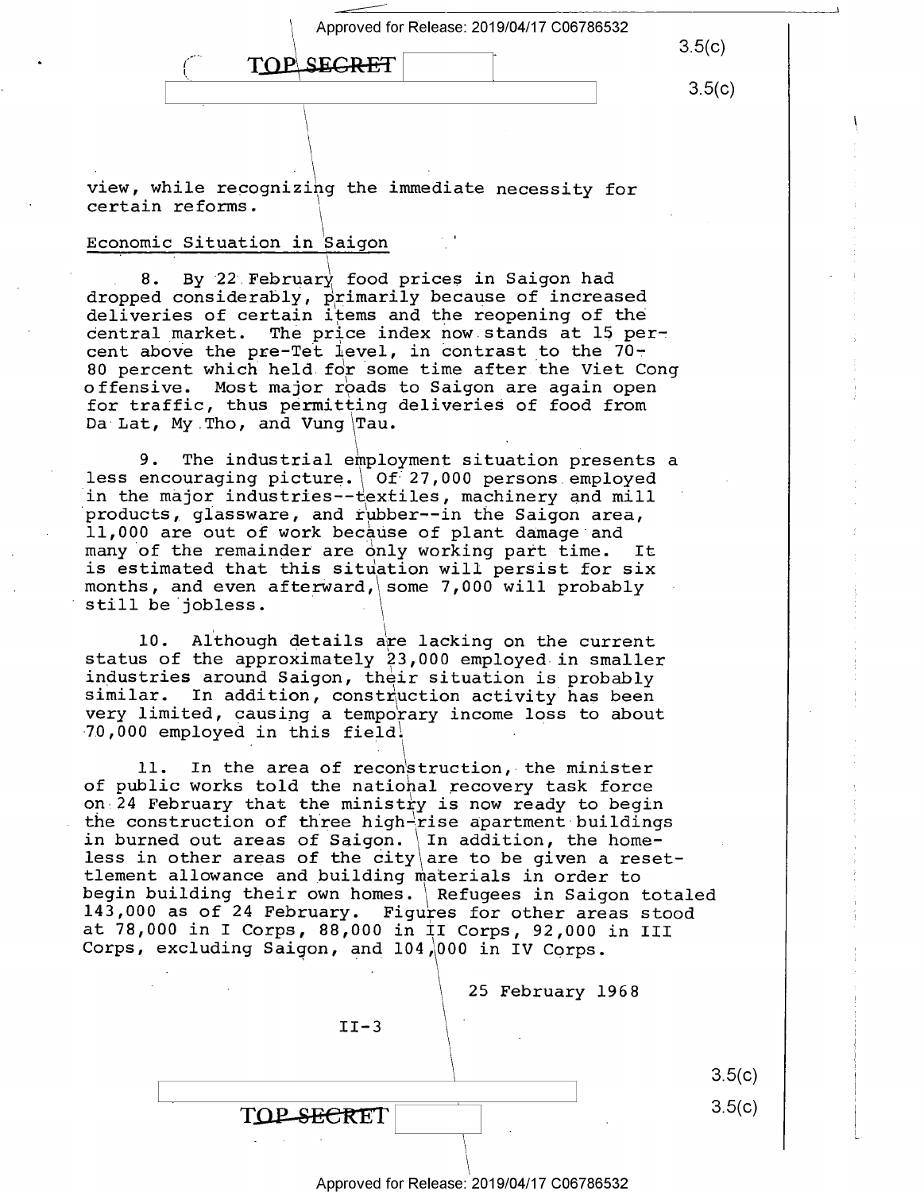view, while recognizing the immediate necessity for certain reforms.

## Economic Situation in Saigon

8. By 22 February food prices in Saigon had dropped considerably, primarily because of increased deliveries of certain items and the reopening of the central market. The price index now stands at 15 percent above the pre-Tet level, in contrast to the 70-80 percent which held for some time after the Viet Cong offensive. Most major roads to Saigon are again open for traffic, thus permitting deliveries of food from Da Lat, My Tho, and Vung Tau.

9. The industrial employment situation presents a less encouraging picture. Of 27,000 persons employed in the major industries--textiles, machinery and mill products, glassware, and rubber--in the Saigon area, 11,000 are out of work because of plant damage and many of the remainder are only working part time. It is estimated that this situation will persist for six months, and even afterward, some 7,000 will probably still be jobless.

10. Although details are lacking on the current status of the approximately 23,000 employed in smaller industries around Saigon, their situation is probably similar. In addition, construction activity has been very limited, causing a temporary income loss to about 70,000 employed in this field.

11. In the area of reconstruction, the minister of public works told the national recovery task force on 24 February that the ministry is now ready to begin the construction of three high-rise apartment buildings in burned out areas of Saigon. In addition, the homeless in other areas of the city are to be given a resettlement allowance and building materials in order to begin building their own homes. Refugees in Saigon totaled 143,000 as of 24 February. Figures for other areas stood at 78,000 in I Corps, 88,000 in II Corps, 92,000 in III Corps, excluding Saigon, and 104,000 in IV Corps.

25 February 1968

II-3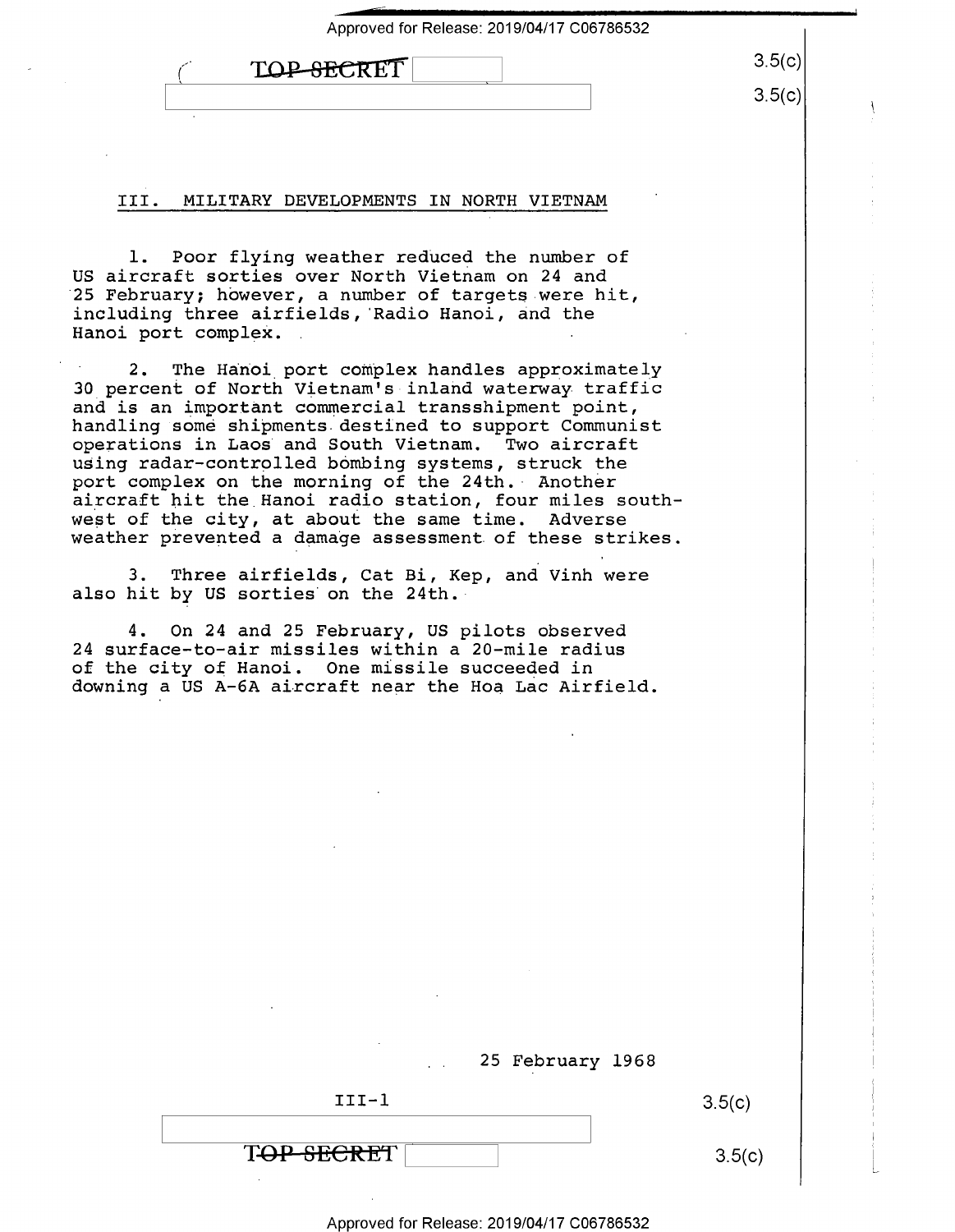## III. MILITARY DEVELOPMENTS IN NORTH VIETNAM

1. Poor flying weather reduced the number of US aircraft sorties over North Vietnam on 24 and 25 February; however, a number of targets were hit, including three airfields, Radio Hanoi, and the Hanoi port complex.

2. The Hanoi port complex handles approximately 30 percent of North Vietnam's inland waterway traffic and is an important commercial transshipment point, handling some shipments destined to support Communist operations in Laos and South Vietnam. Two aircraft using radar-controlled bombing systems, struck the port complex on the morning of the 24th. Another aircraft hit the Hanoi radio station, four miles southwest of the city, at about the same time. Adverse weather prevented a damage assessment of these strikes.

3. Three airfields, Cat Bi, Kep, and Vinh were also hit by US sorties on the 24th.

4. On 24 and 25 February, US pilots observed 24 surface-to-air missiles within a 20-mile radius of the city of Hanoi. One missile succeeded in downing a US A-6A aircraft near the Hoa Lac Airfield.

25 February 1968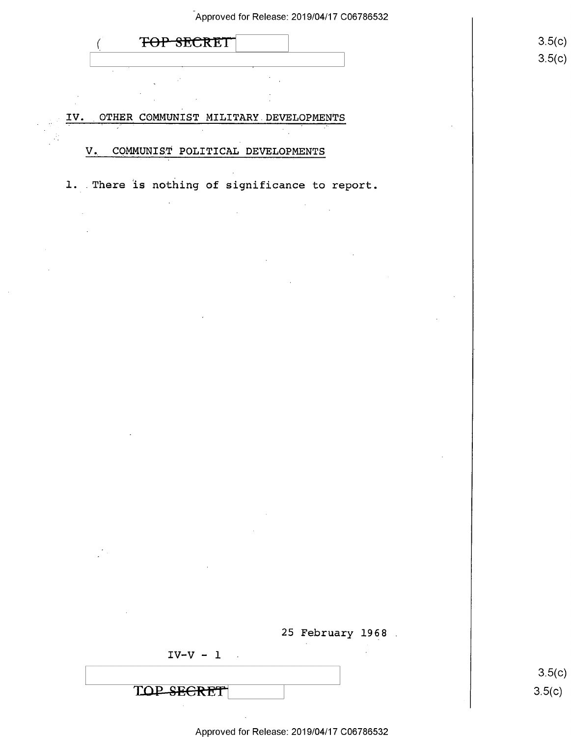## IV. OTHER COMMUNIST MILITARY DEVELOPMENTS

## V. COMMUNIST POLITICAL DEVELOPMENTS

1. There is nothing of significance to report.

25 February 1968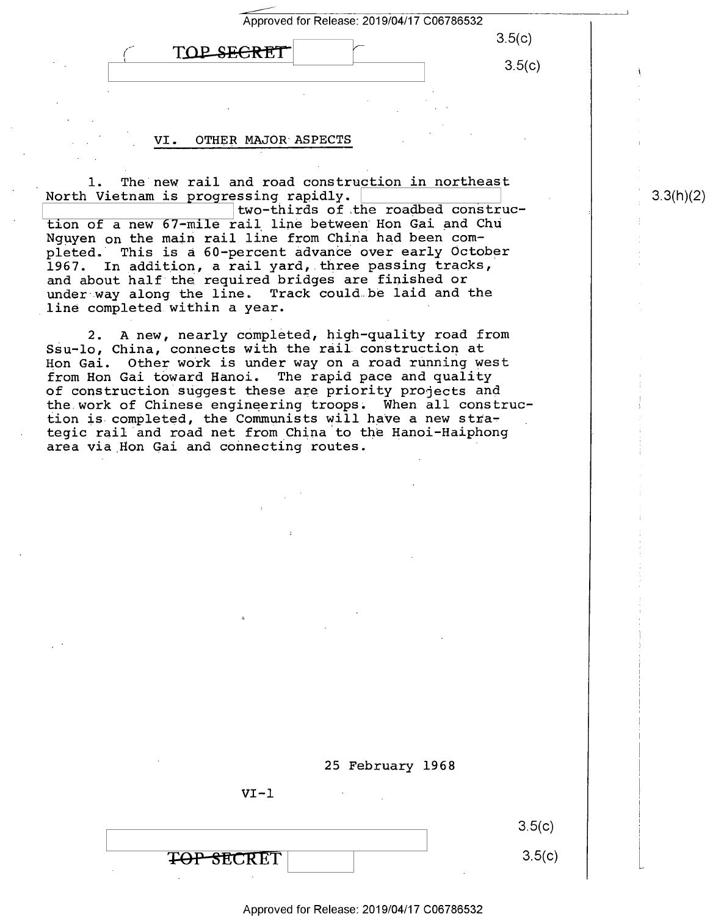## VI. OTHER MAJOR ASPECTS

1. The new rail and road construction in northeast North Vietnam is progressing rapidly. two-thirds of the roadbed construction of a new 67-mile rail line between Hon Gai and Chu Nguyen on the main rail line from China had been completed. This is a 60-percent advance over early October 1967. In addition, a rail yard, three passing tracks, and about half the required bridges are finished or under way along the line. Track could be laid and the line completed within a year.

2. A new, nearly completed, high-quality road from Ssu-lo, China, connects with the rail construction at Hon Gai. Other work is under way on a road running west from Hon Gai toward Hanoi. The rapid pace and quality of construction suggest these are priority projects and the work of Chinese engineering troops. When all construction is completed, the Communists will have a new strategic rail and road net from China to the Hanoi-Haiphong area via Hon Gai and connecting routes.

25 February 1968